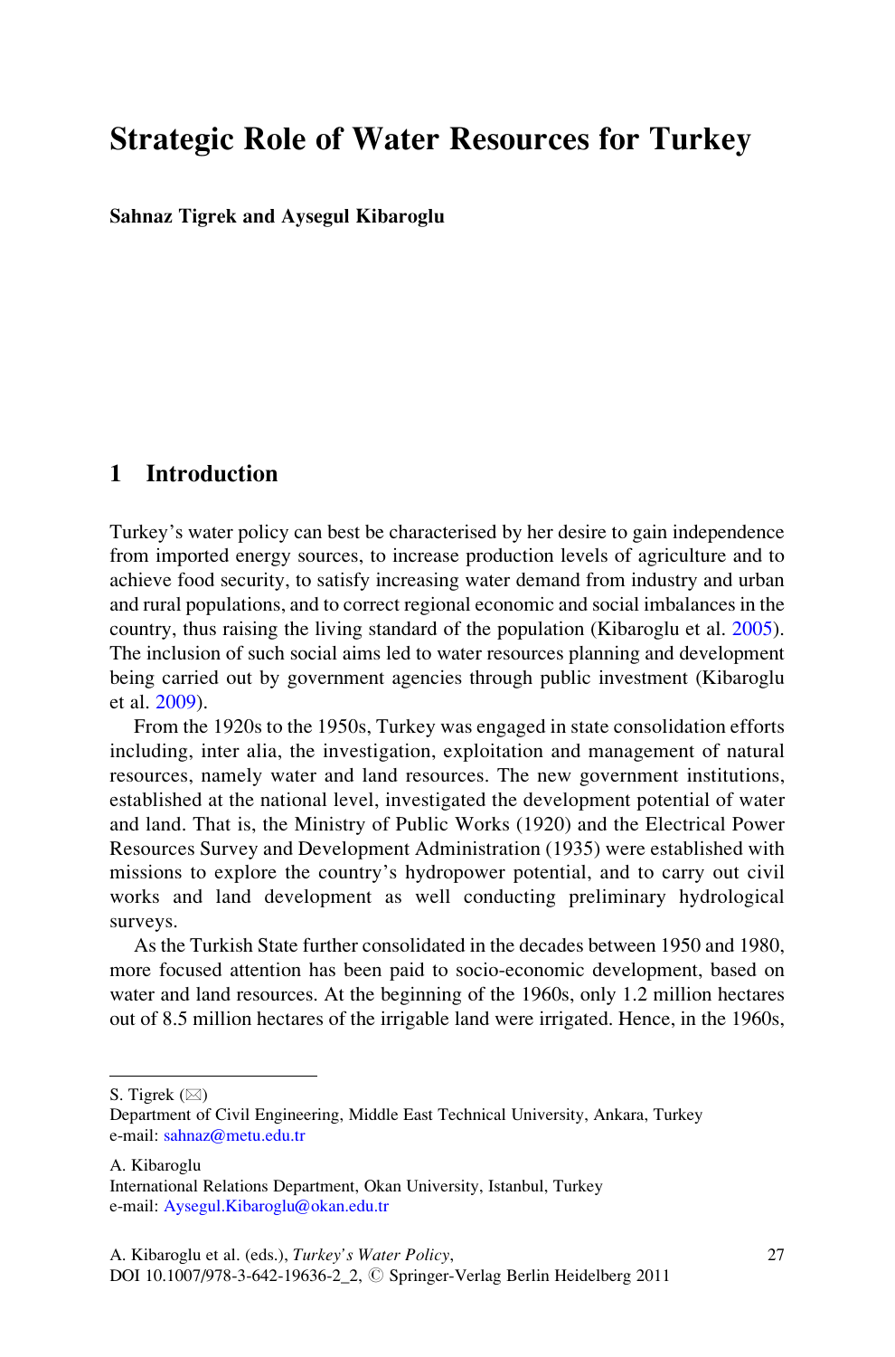# Strategic Role of Water Resources for Turkey

**Sahnaz Tigrek and Aysegul Kibaroglu**

## 1 Introduction

Turkey's water policy can best be characterised by her desire to gain independence from imported energy sources, to increase production levels of agriculture and to achieve food security, to satisfy increasing water demand from industry and urban and rural populations, and to correct regional economic and social imbalances in the country, thus raising the living standard of the population (Kibaroglu et al. 2005). The inclusion of such social aims led to water resources planning and development being carried out by government agencies through public investment (Kibaroglu et al. 2009).

From the 1920s to the 1950s, Turkey was engaged in state consolidation efforts including, inter alia, the investigation, exploitation and management of natural resources, namely water and land resources. The new government institutions, established at the national level, investigated the development potential of water and land. That is, the Ministry of Public Works (1920) and the Electrical Power Resources Survey and Development Administration (1935) were established with missions to explore the country's hydropower potential, and to carry out civil works and land development as well conducting preliminary hydrological surveys.

As the Turkish State further consolidated in the decades between 1950 and 1980, more focused attention has been paid to socio-economic development, based on water and land resources. At the beginning of the 1960s, only 1.2 million hectares out of 8.5 million hectares of the irrigable land were irrigated. Hence, in the 1960s,

---

S. Tigrek (✉)
Department of Civil Engineering, Middle East Technical University, Ankara, Turkey
e-mail: sahnaz@metu.edu.tr

A. Kibaroglu
International Relations Department, Okan University, Istanbul, Turkey
e-mail: Aysegul.Kibaroglu@okan.edu.tr

A. Kibaroglu et al. (eds.), *Turkey's Water Policy*,
DOI 10.1007/978-3-642-19636-2_2, © Springer-Verlag Berlin Heidelberg 2011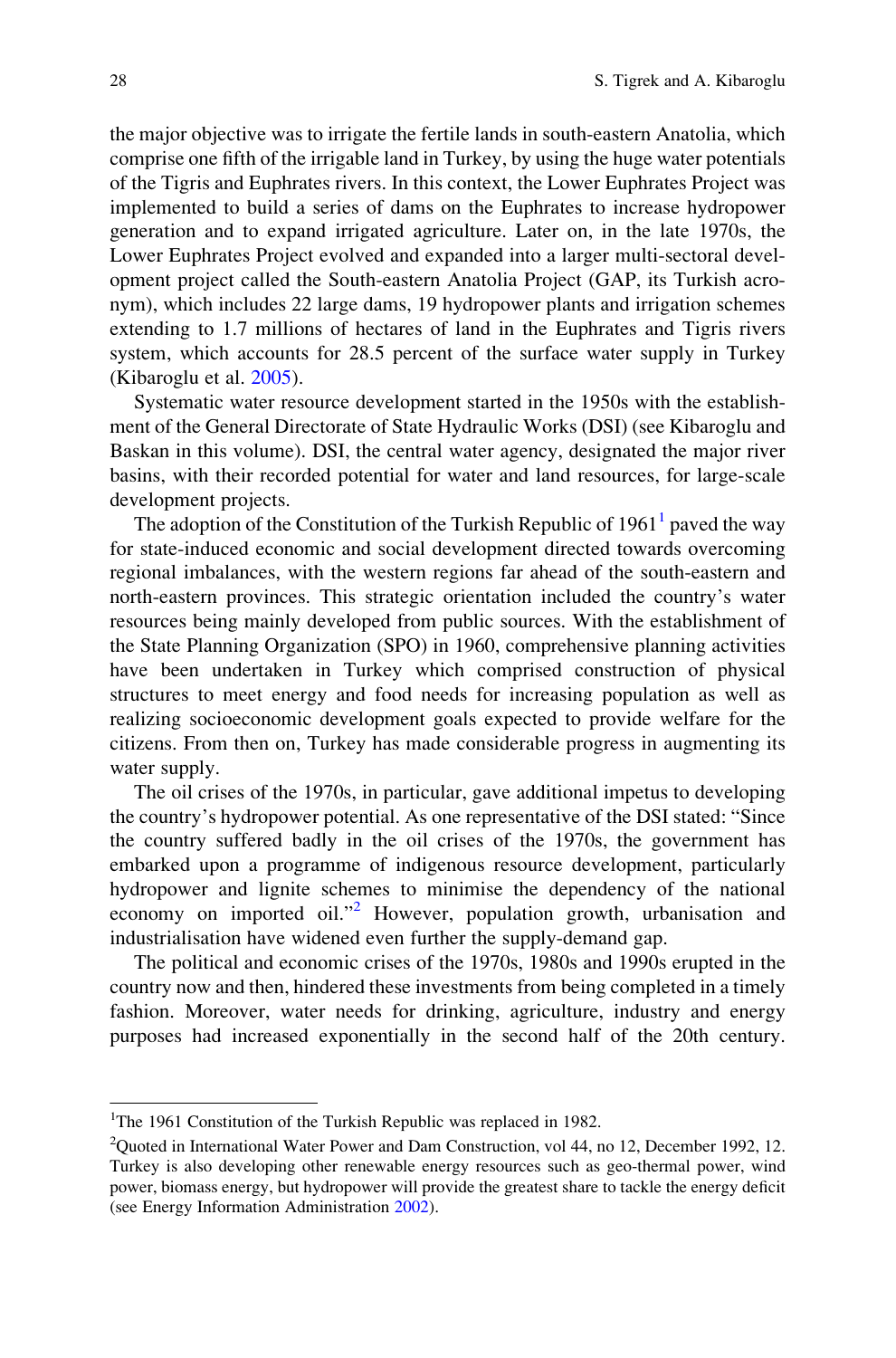the major objective was to irrigate the fertile lands in south-eastern Anatolia, which comprise one fifth of the irrigable land in Turkey, by using the huge water potentials of the Tigris and Euphrates rivers. In this context, the Lower Euphrates Project was implemented to build a series of dams on the Euphrates to increase hydropower generation and to expand irrigated agriculture. Later on, in the late 1970s, the Lower Euphrates Project evolved and expanded into a larger multi-sectoral development project called the South-eastern Anatolia Project (GAP, its Turkish acronym), which includes 22 large dams, 19 hydropower plants and irrigation schemes extending to 1.7 millions of hectares of land in the Euphrates and Tigris rivers system, which accounts for 28.5 percent of the surface water supply in Turkey (Kibaroglu et al. 2005).

Systematic water resource development started in the 1950s with the establishment of the General Directorate of State Hydraulic Works (DSI) (see Kibaroglu and Baskan in this volume). DSI, the central water agency, designated the major river basins, with their recorded potential for water and land resources, for large-scale development projects.

The adoption of the Constitution of the Turkish Republic of 1961[1] paved the way for state-induced economic and social development directed towards overcoming regional imbalances, with the western regions far ahead of the south-eastern and north-eastern provinces. This strategic orientation included the country's water resources being mainly developed from public sources. With the establishment of the State Planning Organization (SPO) in 1960, comprehensive planning activities have been undertaken in Turkey which comprised construction of physical structures to meet energy and food needs for increasing population as well as realizing socioeconomic development goals expected to provide welfare for the citizens. From then on, Turkey has made considerable progress in augmenting its water supply.

The oil crises of the 1970s, in particular, gave additional impetus to developing the country's hydropower potential. As one representative of the DSI stated: "Since the country suffered badly in the oil crises of the 1970s, the government has embarked upon a programme of indigenous resource development, particularly hydropower and lignite schemes to minimise the dependency of the national economy on imported oil."[2] However, population growth, urbanisation and industrialisation have widened even further the supply-demand gap.

The political and economic crises of the 1970s, 1980s and 1990s erupted in the country now and then, hindered these investments from being completed in a timely fashion. Moreover, water needs for drinking, agriculture, industry and energy purposes had increased exponentially in the second half of the 20th century.

---

[1] The 1961 Constitution of the Turkish Republic was replaced in 1982.

[2] Quoted in International Water Power and Dam Construction, vol 44, no 12, December 1992, 12. Turkey is also developing other renewable energy resources such as geo-thermal power, wind power, biomass energy, but hydropower will provide the greatest share to tackle the energy deficit (see Energy Information Administration 2002).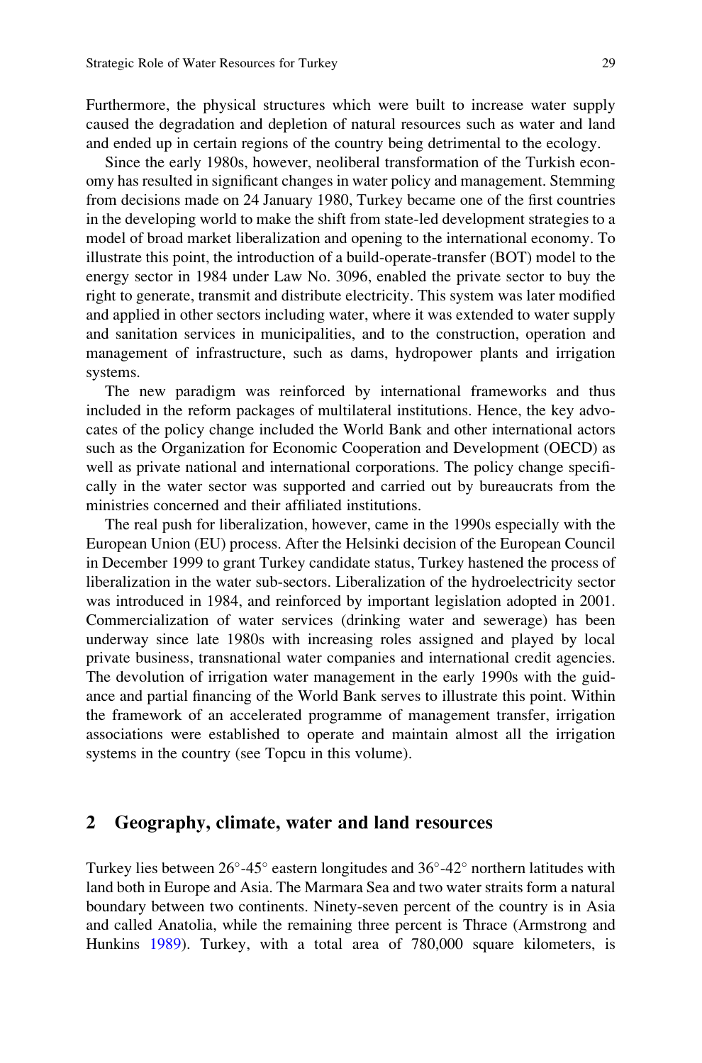Furthermore, the physical structures which were built to increase water supply caused the degradation and depletion of natural resources such as water and land and ended up in certain regions of the country being detrimental to the ecology.

Since the early 1980s, however, neoliberal transformation of the Turkish economy has resulted in significant changes in water policy and management. Stemming from decisions made on 24 January 1980, Turkey became one of the first countries in the developing world to make the shift from state-led development strategies to a model of broad market liberalization and opening to the international economy. To illustrate this point, the introduction of a build-operate-transfer (BOT) model to the energy sector in 1984 under Law No. 3096, enabled the private sector to buy the right to generate, transmit and distribute electricity. This system was later modified and applied in other sectors including water, where it was extended to water supply and sanitation services in municipalities, and to the construction, operation and management of infrastructure, such as dams, hydropower plants and irrigation systems.

The new paradigm was reinforced by international frameworks and thus included in the reform packages of multilateral institutions. Hence, the key advocates of the policy change included the World Bank and other international actors such as the Organization for Economic Cooperation and Development (OECD) as well as private national and international corporations. The policy change specifically in the water sector was supported and carried out by bureaucrats from the ministries concerned and their affiliated institutions.

The real push for liberalization, however, came in the 1990s especially with the European Union (EU) process. After the Helsinki decision of the European Council in December 1999 to grant Turkey candidate status, Turkey hastened the process of liberalization in the water sub-sectors. Liberalization of the hydroelectricity sector was introduced in 1984, and reinforced by important legislation adopted in 2001. Commercialization of water services (drinking water and sewerage) has been underway since late 1980s with increasing roles assigned and played by local private business, transnational water companies and international credit agencies. The devolution of irrigation water management in the early 1990s with the guidance and partial financing of the World Bank serves to illustrate this point. Within the framework of an accelerated programme of management transfer, irrigation associations were established to operate and maintain almost all the irrigation systems in the country (see Topcu in this volume).

## 2 Geography, climate, water and land resources

Turkey lies between 26°-45° eastern longitudes and 36°-42° northern latitudes with land both in Europe and Asia. The Marmara Sea and two water straits form a natural boundary between two continents. Ninety-seven percent of the country is in Asia and called Anatolia, while the remaining three percent is Thrace (Armstrong and Hunkins 1989). Turkey, with a total area of 780,000 square kilometers, is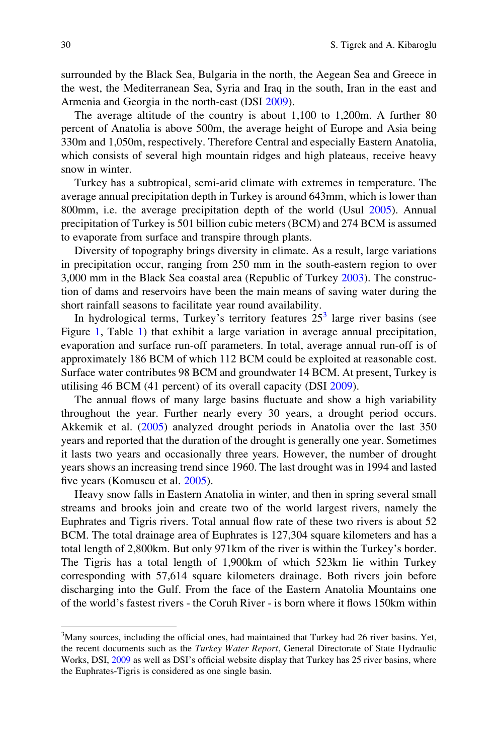surrounded by the Black Sea, Bulgaria in the north, the Aegean Sea and Greece in the west, the Mediterranean Sea, Syria and Iraq in the south, Iran in the east and Armenia and Georgia in the north-east (DSI 2009).

The average altitude of the country is about 1,100 to 1,200m. A further 80 percent of Anatolia is above 500m, the average height of Europe and Asia being 330m and 1,050m, respectively. Therefore Central and especially Eastern Anatolia, which consists of several high mountain ridges and high plateaus, receive heavy snow in winter.

Turkey has a subtropical, semi-arid climate with extremes in temperature. The average annual precipitation depth in Turkey is around 643mm, which is lower than 800mm, i.e. the average precipitation depth of the world (Usul 2005). Annual precipitation of Turkey is 501 billion cubic meters (BCM) and 274 BCM is assumed to evaporate from surface and transpire through plants.

Diversity of topography brings diversity in climate. As a result, large variations in precipitation occur, ranging from 250 mm in the south-eastern region to over 3,000 mm in the Black Sea coastal area (Republic of Turkey 2003). The construction of dams and reservoirs have been the main means of saving water during the short rainfall seasons to facilitate year round availability.

In hydrological terms, Turkey's territory features 25[3] large river basins (see Figure 1, Table 1) that exhibit a large variation in average annual precipitation, evaporation and surface run-off parameters. In total, average annual run-off is of approximately 186 BCM of which 112 BCM could be exploited at reasonable cost. Surface water contributes 98 BCM and groundwater 14 BCM. At present, Turkey is utilising 46 BCM (41 percent) of its overall capacity (DSI 2009).

The annual flows of many large basins fluctuate and show a high variability throughout the year. Further nearly every 30 years, a drought period occurs. Akkemik et al. (2005) analyzed drought periods in Anatolia over the last 350 years and reported that the duration of the drought is generally one year. Sometimes it lasts two years and occasionally three years. However, the number of drought years shows an increasing trend since 1960. The last drought was in 1994 and lasted five years (Komuscu et al. 2005).

Heavy snow falls in Eastern Anatolia in winter, and then in spring several small streams and brooks join and create two of the world largest rivers, namely the Euphrates and Tigris rivers. Total annual flow rate of these two rivers is about 52 BCM. The total drainage area of Euphrates is 127,304 square kilometers and has a total length of 2,800km. But only 971km of the river is within the Turkey's border. The Tigris has a total length of 1,900km of which 523km lie within Turkey corresponding with 57,614 square kilometers drainage. Both rivers join before discharging into the Gulf. From the face of the Eastern Anatolia Mountains one of the world's fastest rivers - the Coruh River - is born where it flows 150km within

[3]Many sources, including the official ones, had maintained that Turkey had 26 river basins. Yet, the recent documents such as the *Turkey Water Report*, General Directorate of State Hydraulic Works, DSI, 2009 as well as DSI's official website display that Turkey has 25 river basins, where the Euphrates-Tigris is considered as one single basin.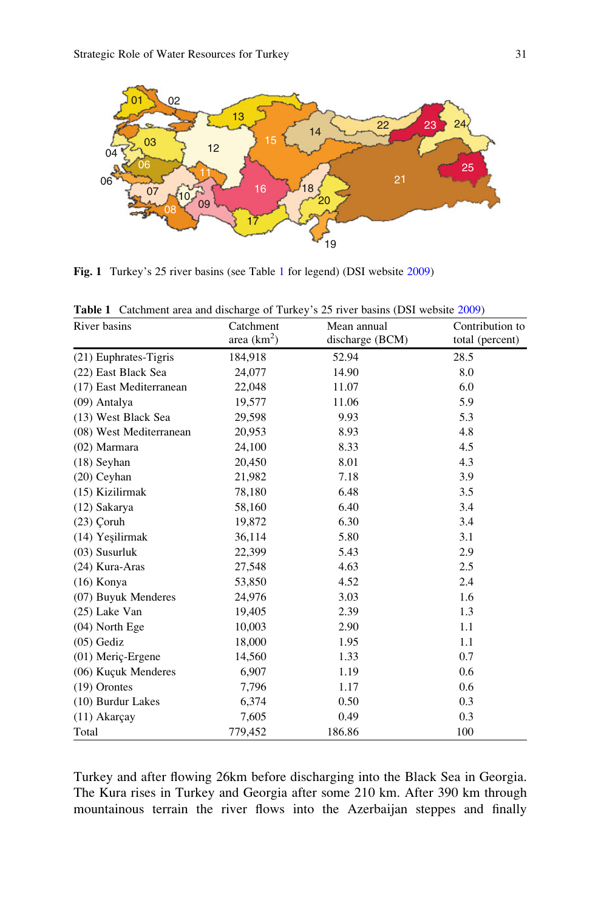Fig. 1 Turkey's 25 river basins (see Table 1 for legend) (DSI website 2009)

**Table 1** Catchment area and discharge of Turkey's 25 river basins (DSI website 2009)

| River basins | Catchment area ($km^2$) | Mean annual discharge (BCM) | Contribution to total (percent) |
|---|---|---|---|
| (21) Euphrates-Tigris | 184,918 | 52.94 | 28.5 |
| (22) East Black Sea | 24,077 | 14.90 | 8.0 |
| (17) East Mediterranean | 22,048 | 11.07 | 6.0 |
| (09) Antalya | 19,577 | 11.06 | 5.9 |
| (13) West Black Sea | 29,598 | 9.93 | 5.3 |
| (08) West Mediterranean | 20,953 | 8.93 | 4.8 |
| (02) Marmara | 24,100 | 8.33 | 4.5 |
| (18) Seyhan | 20,450 | 8.01 | 4.3 |
| (20) Ceyhan | 21,982 | 7.18 | 3.9 |
| (15) Kizilirmak | 78,180 | 6.48 | 3.5 |
| (12) Sakarya | 58,160 | 6.40 | 3.4 |
| (23) Çoruh | 19,872 | 6.30 | 3.4 |
| (14) Yeşilirmak | 36,114 | 5.80 | 3.1 |
| (03) Susurluk | 22,399 | 5.43 | 2.9 |
| (24) Kura-Aras | 27,548 | 4.63 | 2.5 |
| (16) Konya | 53,850 | 4.52 | 2.4 |
| (07) Buyuk Menderes | 24,976 | 3.03 | 1.6 |
| (25) Lake Van | 19,405 | 2.39 | 1.3 |
| (04) North Ege | 10,003 | 2.90 | 1.1 |
| (05) Gediz | 18,000 | 1.95 | 1.1 |
| (01) Meriç-Ergene | 14,560 | 1.33 | 0.7 |
| (06) Kuçuk Menderes | 6,907 | 1.19 | 0.6 |
| (19) Orontes | 7,796 | 1.17 | 0.6 |
| (10) Burdur Lakes | 6,374 | 0.50 | 0.3 |
| (11) Akarçay | 7,605 | 0.49 | 0.3 |
| Total | 779,452 | 186.86 | 100 |

Turkey and after flowing 26km before discharging into the Black Sea in Georgia. The Kura rises in Turkey and Georgia after some 210 km. After 390 km through mountainous terrain the river flows into the Azerbaijan steppes and finally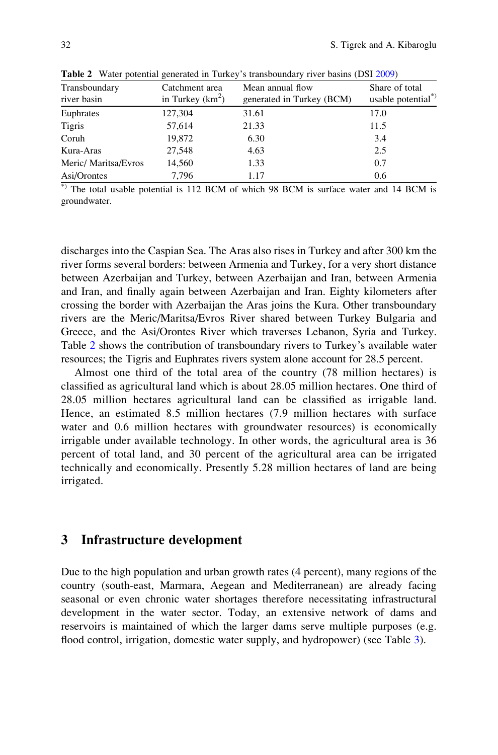**Table 2** Water potential generated in Turkey's transboundary river basins (DSI 2009)

| Transboundary river basin | Catchment area in Turkey ($km^2$) | Mean annual flow generated in Turkey (BCM) | Share of total usable potential[*)] |
|---|---|---|---|
| Euphrates | 127,304 | 31.61 | 17.0 |
| Tigris | 57,614 | 21.33 | 11.5 |
| Coruh | 19,872 | 6.30 | 3.4 |
| Kura-Aras | 27,548 | 4.63 | 2.5 |
| Meric/ Maritsa/Evros | 14,560 | 1.33 | 0.7 |
| Asi/Orontes | 7,796 | 1.17 | 0.6 |

[*)] The total usable potential is 112 BCM of which 98 BCM is surface water and 14 BCM is groundwater.

discharges into the Caspian Sea. The Aras also rises in Turkey and after 300 km the river forms several borders: between Armenia and Turkey, for a very short distance between Azerbaijan and Turkey, between Azerbaijan and Iran, between Armenia and Iran, and finally again between Azerbaijan and Iran. Eighty kilometers after crossing the border with Azerbaijan the Aras joins the Kura. Other transboundary rivers are the Meric/Maritsa/Evros River shared between Turkey Bulgaria and Greece, and the Asi/Orontes River which traverses Lebanon, Syria and Turkey. Table 2 shows the contribution of transboundary rivers to Turkey's available water resources; the Tigris and Euphrates rivers system alone account for 28.5 percent.

Almost one third of the total area of the country (78 million hectares) is classified as agricultural land which is about 28.05 million hectares. One third of 28.05 million hectares agricultural land can be classified as irrigable land. Hence, an estimated 8.5 million hectares (7.9 million hectares with surface water and 0.6 million hectares with groundwater resources) is economically irrigable under available technology. In other words, the agricultural area is 36 percent of total land, and 30 percent of the agricultural area can be irrigated technically and economically. Presently 5.28 million hectares of land are being irrigated.

## 3 Infrastructure development

Due to the high population and urban growth rates (4 percent), many regions of the country (south-east, Marmara, Aegean and Mediterranean) are already facing seasonal or even chronic water shortages therefore necessitating infrastructural development in the water sector. Today, an extensive network of dams and reservoirs is maintained of which the larger dams serve multiple purposes (e.g. flood control, irrigation, domestic water supply, and hydropower) (see Table 3).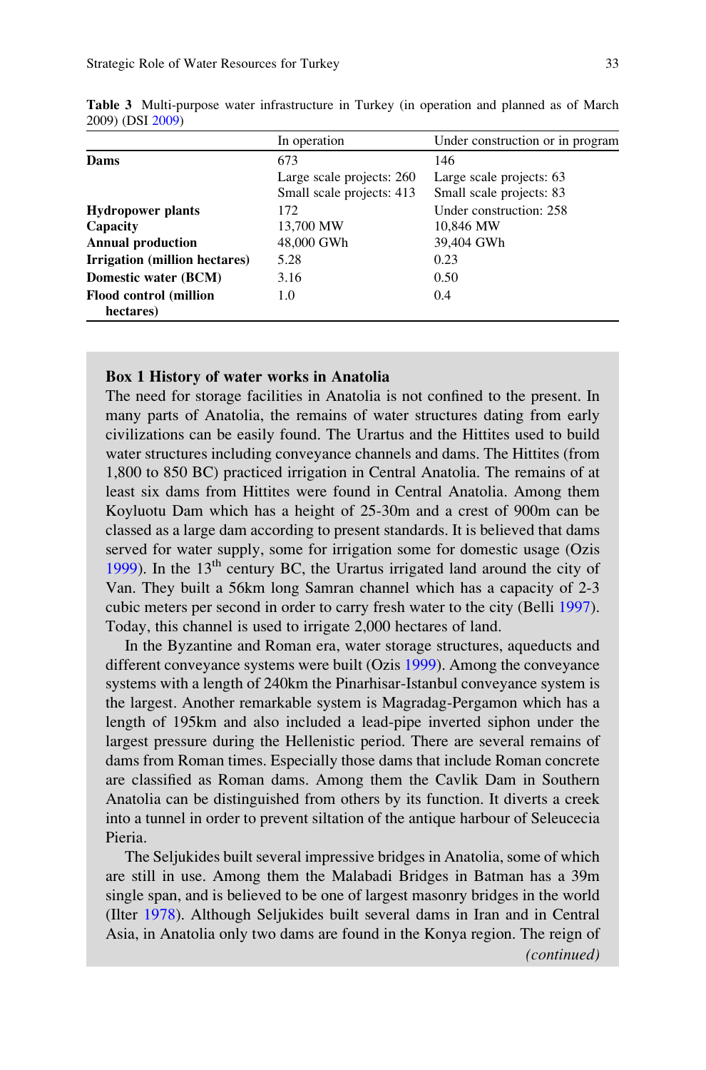**Table 3** Multi-purpose water infrastructure in Turkey (in operation and planned as of March 2009) (DSI 2009)

| | In operation | Under construction or in program |
|---|---|---|
| **Dams** | 673 | 146 |
| | Large scale projects: 260 | Large scale projects: 63 |
| | Small scale projects: 413 | Small scale projects: 83 |
| **Hydropower plants** | 172 | Under construction: 258 |
| **Capacity** | 13,700 MW | 10,846 MW |
| **Annual production** | 48,000 GWh | 39,404 GWh |
| **Irrigation (million hectares)** | 5.28 | 0.23 |
| **Domestic water (BCM)** | 3.16 | 0.50 |
| **Flood control (million hectares)** | 1.0 | 0.4 |

**Box 1 History of water works in Anatolia**

The need for storage facilities in Anatolia is not confined to the present. In many parts of Anatolia, the remains of water structures dating from early civilizations can be easily found. The Urartus and the Hittites used to build water structures including conveyance channels and dams. The Hittites (from 1,800 to 850 BC) practiced irrigation in Central Anatolia. The remains of at least six dams from Hittites were found in Central Anatolia. Among them Koyluotu Dam which has a height of 25-30m and a crest of 900m can be classed as a large dam according to present standards. It is believed that dams served for water supply, some for irrigation some for domestic usage (Ozis 1999). In the 13th century BC, the Urartus irrigated land around the city of Van. They built a 56km long Samran channel which has a capacity of 2-3 cubic meters per second in order to carry fresh water to the city (Belli 1997). Today, this channel is used to irrigate 2,000 hectares of land.

In the Byzantine and Roman era, water storage structures, aqueducts and different conveyance systems were built (Ozis 1999). Among the conveyance systems with a length of 240km the Pinarhisar-Istanbul conveyance system is the largest. Another remarkable system is Magradag-Pergamon which has a length of 195km and also included a lead-pipe inverted siphon under the largest pressure during the Hellenistic period. There are several remains of dams from Roman times. Especially those dams that include Roman concrete are classified as Roman dams. Among them the Cavlik Dam in Southern Anatolia can be distinguished from others by its function. It diverts a creek into a tunnel in order to prevent siltation of the antique harbour of Seleucecia Pieria.

The Seljukides built several impressive bridges in Anatolia, some of which are still in use. Among them the Malabadi Bridges in Batman has a 39m single span, and is believed to be one of largest masonry bridges in the world (Ilter 1978). Although Seljukides built several dams in Iran and in Central Asia, in Anatolia only two dams are found in the Konya region. The reign of

*(continued)*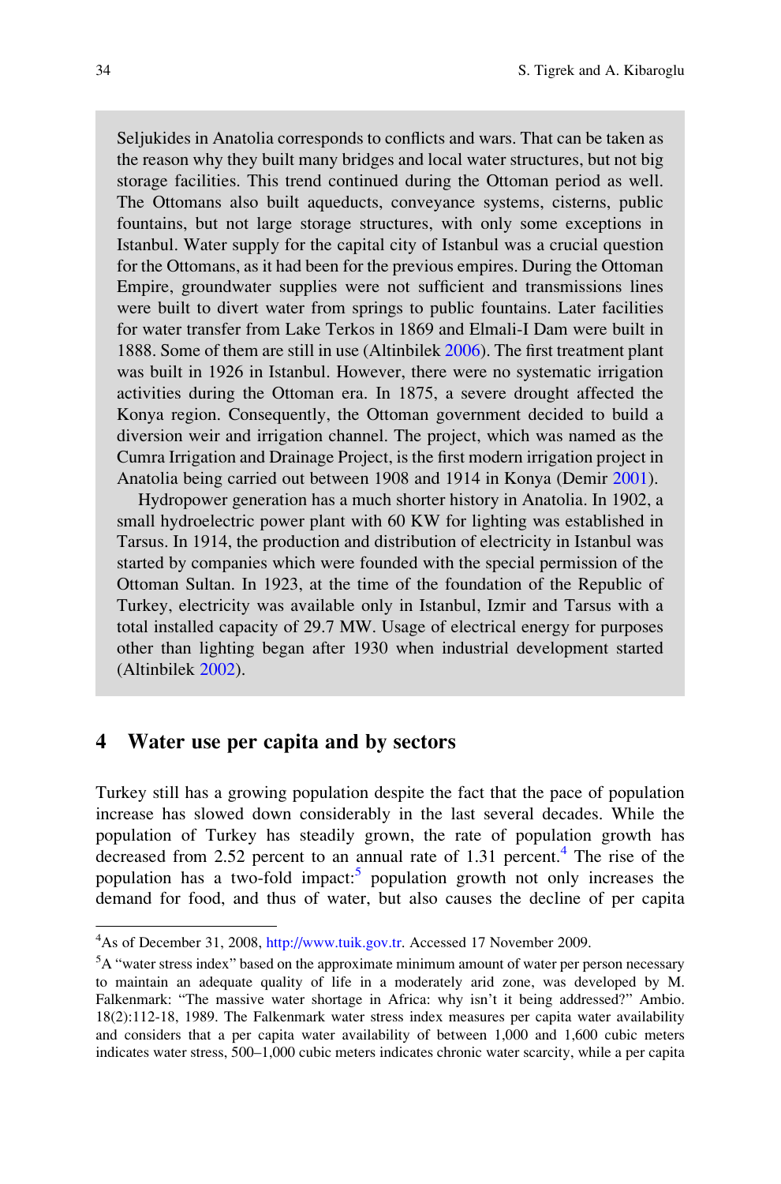Seljukides in Anatolia corresponds to conflicts and wars. That can be taken as the reason why they built many bridges and local water structures, but not big storage facilities. This trend continued during the Ottoman period as well. The Ottomans also built aqueducts, conveyance systems, cisterns, public fountains, but not large storage structures, with only some exceptions in Istanbul. Water supply for the capital city of Istanbul was a crucial question for the Ottomans, as it had been for the previous empires. During the Ottoman Empire, groundwater supplies were not sufficient and transmissions lines were built to divert water from springs to public fountains. Later facilities for water transfer from Lake Terkos in 1869 and Elmali-I Dam were built in 1888. Some of them are still in use (Altinbilek 2006). The first treatment plant was built in 1926 in Istanbul. However, there were no systematic irrigation activities during the Ottoman era. In 1875, a severe drought affected the Konya region. Consequently, the Ottoman government decided to build a diversion weir and irrigation channel. The project, which was named as the Cumra Irrigation and Drainage Project, is the first modern irrigation project in Anatolia being carried out between 1908 and 1914 in Konya (Demir 2001).

Hydropower generation has a much shorter history in Anatolia. In 1902, a small hydroelectric power plant with 60 KW for lighting was established in Tarsus. In 1914, the production and distribution of electricity in Istanbul was started by companies which were founded with the special permission of the Ottoman Sultan. In 1923, at the time of the foundation of the Republic of Turkey, electricity was available only in Istanbul, Izmir and Tarsus with a total installed capacity of 29.7 MW. Usage of electrical energy for purposes other than lighting began after 1930 when industrial development started (Altinbilek 2002).

## 4 Water use per capita and by sectors

Turkey still has a growing population despite the fact that the pace of population increase has slowed down considerably in the last several decades. While the population of Turkey has steadily grown, the rate of population growth has decreased from 2.52 percent to an annual rate of 1.31 percent.[4] The rise of the population has a two-fold impact:[5] population growth not only increases the demand for food, and thus of water, but also causes the decline of per capita

---

[4]As of December 31, 2008, http://www.tuik.gov.tr. Accessed 17 November 2009.

[5]A "water stress index" based on the approximate minimum amount of water per person necessary to maintain an adequate quality of life in a moderately arid zone, was developed by M. Falkenmark: "The massive water shortage in Africa: why isn't it being addressed?" Ambio. 18(2):112-18, 1989. The Falkenmark water stress index measures per capita water availability and considers that a per capita water availability of between 1,000 and 1,600 cubic meters indicates water stress, 500–1,000 cubic meters indicates chronic water scarcity, while a per capita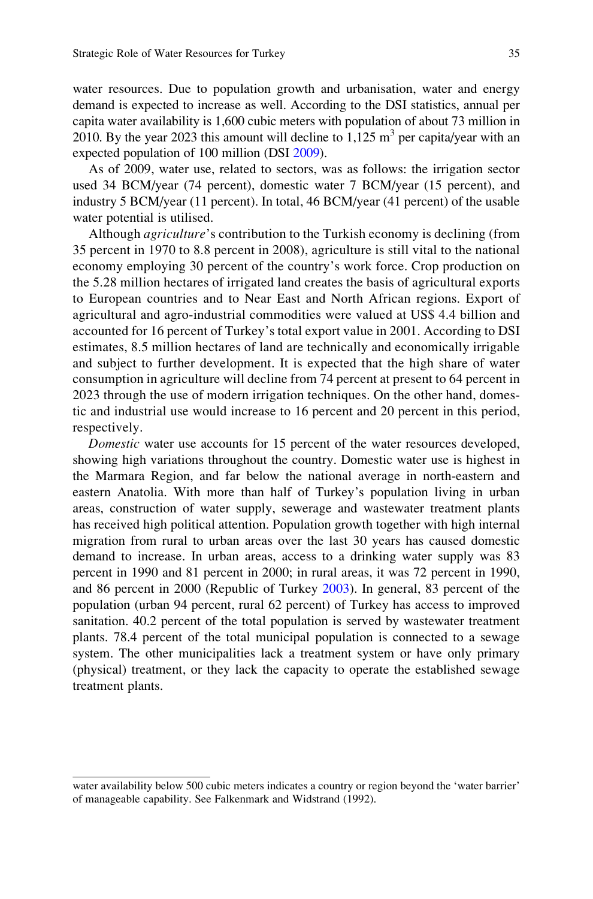water resources. Due to population growth and urbanisation, water and energy demand is expected to increase as well. According to the DSI statistics, annual per capita water availability is 1,600 cubic meters with population of about 73 million in 2010. By the year 2023 this amount will decline to 1,125 $m^3$ per capita/year with an expected population of 100 million (DSI 2009).

As of 2009, water use, related to sectors, was as follows: the irrigation sector used 34 BCM/year (74 percent), domestic water 7 BCM/year (15 percent), and industry 5 BCM/year (11 percent). In total, 46 BCM/year (41 percent) of the usable water potential is utilised.

Although *agriculture*'s contribution to the Turkish economy is declining (from 35 percent in 1970 to 8.8 percent in 2008), agriculture is still vital to the national economy employing 30 percent of the country's work force. Crop production on the 5.28 million hectares of irrigated land creates the basis of agricultural exports to European countries and to Near East and North African regions. Export of agricultural and agro-industrial commodities were valued at US$ 4.4 billion and accounted for 16 percent of Turkey's total export value in 2001. According to DSI estimates, 8.5 million hectares of land are technically and economically irrigable and subject to further development. It is expected that the high share of water consumption in agriculture will decline from 74 percent at present to 64 percent in 2023 through the use of modern irrigation techniques. On the other hand, domestic and industrial use would increase to 16 percent and 20 percent in this period, respectively.

*Domestic* water use accounts for 15 percent of the water resources developed, showing high variations throughout the country. Domestic water use is highest in the Marmara Region, and far below the national average in north-eastern and eastern Anatolia. With more than half of Turkey's population living in urban areas, construction of water supply, sewerage and wastewater treatment plants has received high political attention. Population growth together with high internal migration from rural to urban areas over the last 30 years has caused domestic demand to increase. In urban areas, access to a drinking water supply was 83 percent in 1990 and 81 percent in 2000; in rural areas, it was 72 percent in 1990, and 86 percent in 2000 (Republic of Turkey 2003). In general, 83 percent of the population (urban 94 percent, rural 62 percent) of Turkey has access to improved sanitation. 40.2 percent of the total population is served by wastewater treatment plants. 78.4 percent of the total municipal population is connected to a sewage system. The other municipalities lack a treatment system or have only primary (physical) treatment, or they lack the capacity to operate the established sewage treatment plants.

---

water availability below 500 cubic meters indicates a country or region beyond the 'water barrier' of manageable capability. See Falkenmark and Widstrand (1992).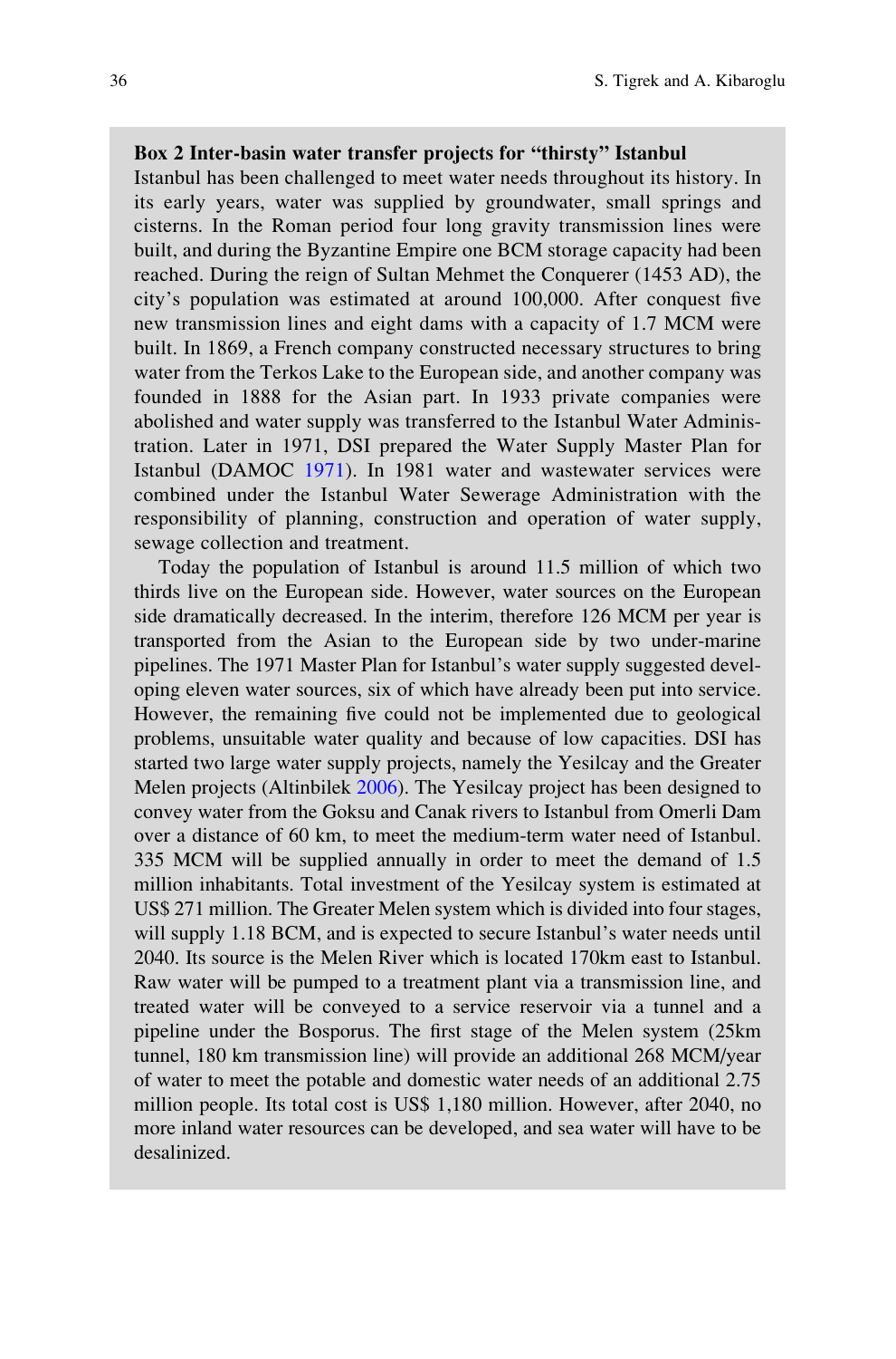**Box 2 Inter-basin water transfer projects for “thirsty” Istanbul**

Istanbul has been challenged to meet water needs throughout its history. In its early years, water was supplied by groundwater, small springs and cisterns. In the Roman period four long gravity transmission lines were built, and during the Byzantine Empire one BCM storage capacity had been reached. During the reign of Sultan Mehmet the Conquerer (1453 AD), the city’s population was estimated at around 100,000. After conquest five new transmission lines and eight dams with a capacity of 1.7 MCM were built. In 1869, a French company constructed necessary structures to bring water from the Terkos Lake to the European side, and another company was founded in 1888 for the Asian part. In 1933 private companies were abolished and water supply was transferred to the Istanbul Water Administration. Later in 1971, DSI prepared the Water Supply Master Plan for Istanbul (DAMOC 1971). In 1981 water and wastewater services were combined under the Istanbul Water Sewerage Administration with the responsibility of planning, construction and operation of water supply, sewage collection and treatment.

Today the population of Istanbul is around 11.5 million of which two thirds live on the European side. However, water sources on the European side dramatically decreased. In the interim, therefore 126 MCM per year is transported from the Asian to the European side by two under-marine pipelines. The 1971 Master Plan for Istanbul’s water supply suggested developing eleven water sources, six of which have already been put into service. However, the remaining five could not be implemented due to geological problems, unsuitable water quality and because of low capacities. DSI has started two large water supply projects, namely the Yesilcay and the Greater Melen projects (Altinbilek 2006). The Yesilcay project has been designed to convey water from the Goksu and Canak rivers to Istanbul from Omerli Dam over a distance of 60 km, to meet the medium-term water need of Istanbul. 335 MCM will be supplied annually in order to meet the demand of 1.5 million inhabitants. Total investment of the Yesilcay system is estimated at US$ 271 million. The Greater Melen system which is divided into four stages, will supply 1.18 BCM, and is expected to secure Istanbul’s water needs until 2040. Its source is the Melen River which is located 170km east to Istanbul. Raw water will be pumped to a treatment plant via a transmission line, and treated water will be conveyed to a service reservoir via a tunnel and a pipeline under the Bosporus. The first stage of the Melen system (25km tunnel, 180 km transmission line) will provide an additional 268 MCM/year of water to meet the potable and domestic water needs of an additional 2.75 million people. Its total cost is US$ 1,180 million. However, after 2040, no more inland water resources can be developed, and sea water will have to be desalinized.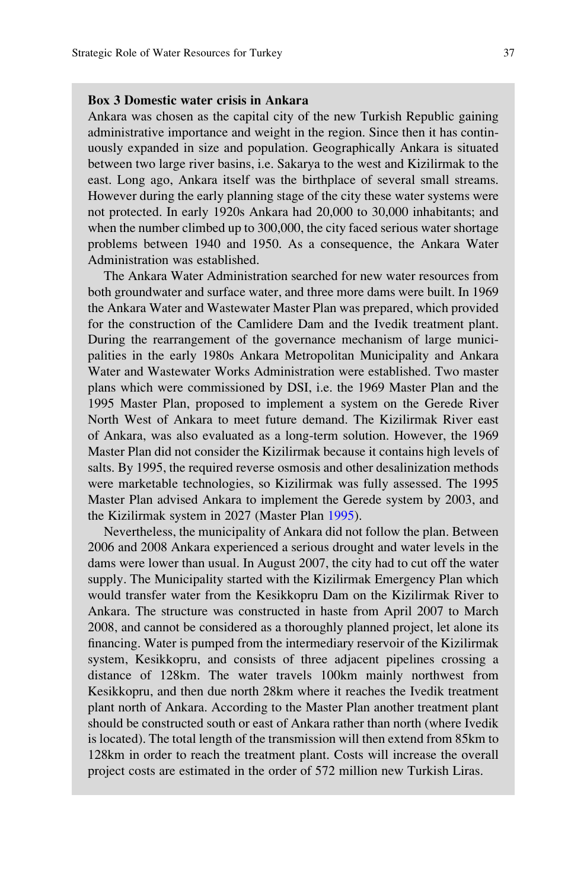**Box 3 Domestic water crisis in Ankara**

Ankara was chosen as the capital city of the new Turkish Republic gaining administrative importance and weight in the region. Since then it has continuously expanded in size and population. Geographically Ankara is situated between two large river basins, i.e. Sakarya to the west and Kizilirmak to the east. Long ago, Ankara itself was the birthplace of several small streams. However during the early planning stage of the city these water systems were not protected. In early 1920s Ankara had 20,000 to 30,000 inhabitants; and when the number climbed up to 300,000, the city faced serious water shortage problems between 1940 and 1950. As a consequence, the Ankara Water Administration was established.

The Ankara Water Administration searched for new water resources from both groundwater and surface water, and three more dams were built. In 1969 the Ankara Water and Wastewater Master Plan was prepared, which provided for the construction of the Camlidere Dam and the Ivedik treatment plant. During the rearrangement of the governance mechanism of large municipalities in the early 1980s Ankara Metropolitan Municipality and Ankara Water and Wastewater Works Administration were established. Two master plans which were commissioned by DSI, i.e. the 1969 Master Plan and the 1995 Master Plan, proposed to implement a system on the Gerede River North West of Ankara to meet future demand. The Kizilirmak River east of Ankara, was also evaluated as a long-term solution. However, the 1969 Master Plan did not consider the Kizilirmak because it contains high levels of salts. By 1995, the required reverse osmosis and other desalinization methods were marketable technologies, so Kizilirmak was fully assessed. The 1995 Master Plan advised Ankara to implement the Gerede system by 2003, and the Kizilirmak system in 2027 (Master Plan 1995).

Nevertheless, the municipality of Ankara did not follow the plan. Between 2006 and 2008 Ankara experienced a serious drought and water levels in the dams were lower than usual. In August 2007, the city had to cut off the water supply. The Municipality started with the Kizilirmak Emergency Plan which would transfer water from the Kesikkopru Dam on the Kizilirmak River to Ankara. The structure was constructed in haste from April 2007 to March 2008, and cannot be considered as a thoroughly planned project, let alone its financing. Water is pumped from the intermediary reservoir of the Kizilirmak system, Kesikkopru, and consists of three adjacent pipelines crossing a distance of 128km. The water travels 100km mainly northwest from Kesikkopru, and then due north 28km where it reaches the Ivedik treatment plant north of Ankara. According to the Master Plan another treatment plant should be constructed south or east of Ankara rather than north (where Ivedik is located). The total length of the transmission will then extend from 85km to 128km in order to reach the treatment plant. Costs will increase the overall project costs are estimated in the order of 572 million new Turkish Liras.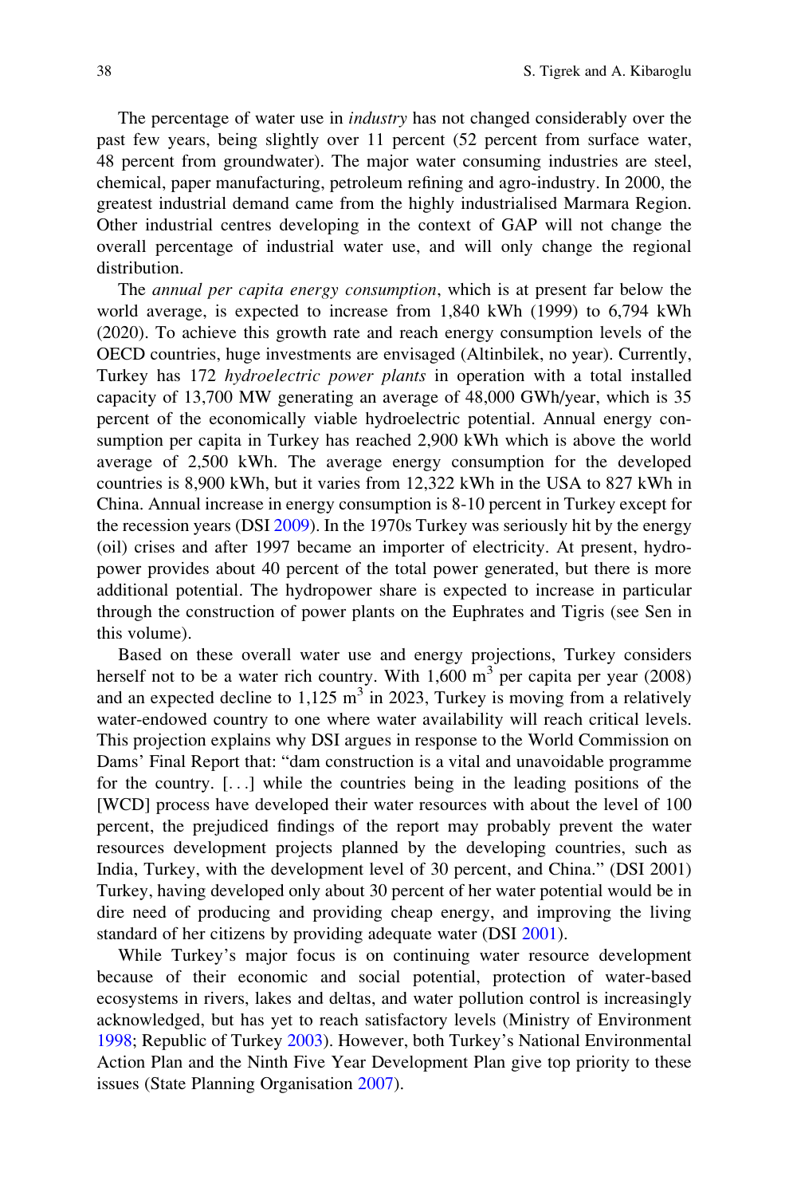The percentage of water use in *industry* has not changed considerably over the past few years, being slightly over 11 percent (52 percent from surface water, 48 percent from groundwater). The major water consuming industries are steel, chemical, paper manufacturing, petroleum refining and agro-industry. In 2000, the greatest industrial demand came from the highly industrialised Marmara Region. Other industrial centres developing in the context of GAP will not change the overall percentage of industrial water use, and will only change the regional distribution.

The *annual per capita energy consumption*, which is at present far below the world average, is expected to increase from 1,840 kWh (1999) to 6,794 kWh (2020). To achieve this growth rate and reach energy consumption levels of the OECD countries, huge investments are envisaged (Altinbilek, no year). Currently, Turkey has 172 *hydroelectric power plants* in operation with a total installed capacity of 13,700 MW generating an average of 48,000 GWh/year, which is 35 percent of the economically viable hydroelectric potential. Annual energy consumption per capita in Turkey has reached 2,900 kWh which is above the world average of 2,500 kWh. The average energy consumption for the developed countries is 8,900 kWh, but it varies from 12,322 kWh in the USA to 827 kWh in China. Annual increase in energy consumption is 8-10 percent in Turkey except for the recession years (DSI 2009). In the 1970s Turkey was seriously hit by the energy (oil) crises and after 1997 became an importer of electricity. At present, hydropower provides about 40 percent of the total power generated, but there is more additional potential. The hydropower share is expected to increase in particular through the construction of power plants on the Euphrates and Tigris (see Sen in this volume).

Based on these overall water use and energy projections, Turkey considers herself not to be a water rich country. With 1,600 $m^3$ per capita per year (2008) and an expected decline to 1,125 $m^3$ in 2023, Turkey is moving from a relatively water-endowed country to one where water availability will reach critical levels. This projection explains why DSI argues in response to the World Commission on Dams' Final Report that: "dam construction is a vital and unavoidable programme for the country. [...] while the countries being in the leading positions of the [WCD] process have developed their water resources with about the level of 100 percent, the prejudiced findings of the report may probably prevent the water resources development projects planned by the developing countries, such as India, Turkey, with the development level of 30 percent, and China." (DSI 2001) Turkey, having developed only about 30 percent of her water potential would be in dire need of producing and providing cheap energy, and improving the living standard of her citizens by providing adequate water (DSI 2001).

While Turkey's major focus is on continuing water resource development because of their economic and social potential, protection of water-based ecosystems in rivers, lakes and deltas, and water pollution control is increasingly acknowledged, but has yet to reach satisfactory levels (Ministry of Environment 1998; Republic of Turkey 2003). However, both Turkey's National Environmental Action Plan and the Ninth Five Year Development Plan give top priority to these issues (State Planning Organisation 2007).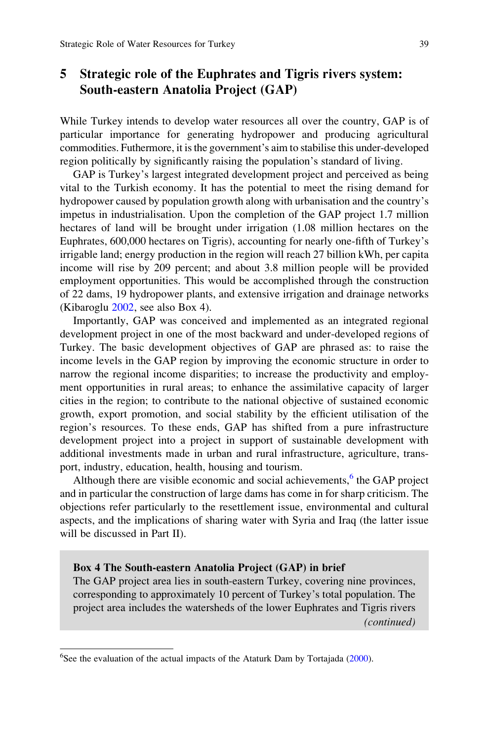## 5 Strategic role of the Euphrates and Tigris rivers system: South-eastern Anatolia Project (GAP)

While Turkey intends to develop water resources all over the country, GAP is of particular importance for generating hydropower and producing agricultural commodities. Futhermore, it is the government's aim to stabilise this under-developed region politically by significantly raising the population's standard of living.

GAP is Turkey's largest integrated development project and perceived as being vital to the Turkish economy. It has the potential to meet the rising demand for hydropower caused by population growth along with urbanisation and the country's impetus in industrialisation. Upon the completion of the GAP project 1.7 million hectares of land will be brought under irrigation (1.08 million hectares on the Euphrates, 600,000 hectares on Tigris), accounting for nearly one-fifth of Turkey's irrigable land; energy production in the region will reach 27 billion kWh, per capita income will rise by 209 percent; and about 3.8 million people will be provided employment opportunities. This would be accomplished through the construction of 22 dams, 19 hydropower plants, and extensive irrigation and drainage networks (Kibaroglu 2002, see also Box 4).

Importantly, GAP was conceived and implemented as an integrated regional development project in one of the most backward and under-developed regions of Turkey. The basic development objectives of GAP are phrased as: to raise the income levels in the GAP region by improving the economic structure in order to narrow the regional income disparities; to increase the productivity and employment opportunities in rural areas; to enhance the assimilative capacity of larger cities in the region; to contribute to the national objective of sustained economic growth, export promotion, and social stability by the efficient utilisation of the region's resources. To these ends, GAP has shifted from a pure infrastructure development project into a project in support of sustainable development with additional investments made in urban and rural infrastructure, agriculture, transport, industry, education, health, housing and tourism.

Although there are visible economic and social achievements,[6] the GAP project and in particular the construction of large dams has come in for sharp criticism. The objections refer particularly to the resettlement issue, environmental and cultural aspects, and the implications of sharing water with Syria and Iraq (the latter issue will be discussed in Part II).

> **Box 4 The South-eastern Anatolia Project (GAP) in brief**
>
> The GAP project area lies in south-eastern Turkey, covering nine provinces, corresponding to approximately 10 percent of Turkey's total population. The project area includes the watersheds of the lower Euphrates and Tigris rivers
>
> *(continued)*

[6] See the evaluation of the actual impacts of the Ataturk Dam by Tortajada (2000).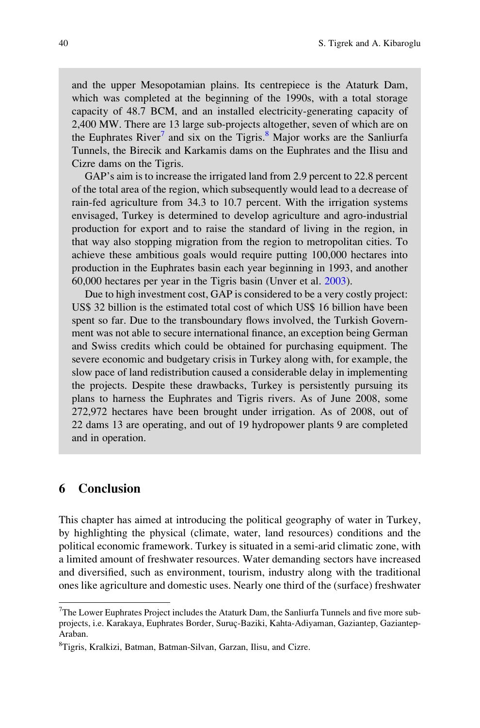and the upper Mesopotamian plains. Its centrepiece is the Ataturk Dam, which was completed at the beginning of the 1990s, with a total storage capacity of 48.7 BCM, and an installed electricity-generating capacity of 2,400 MW. There are 13 large sub-projects altogether, seven of which are on the Euphrates River[7] and six on the Tigris.[8] Major works are the Sanliurfa Tunnels, the Birecik and Karkamis dams on the Euphrates and the Ilisu and Cizre dams on the Tigris.

GAP's aim is to increase the irrigated land from 2.9 percent to 22.8 percent of the total area of the region, which subsequently would lead to a decrease of rain-fed agriculture from 34.3 to 10.7 percent. With the irrigation systems envisaged, Turkey is determined to develop agriculture and agro-industrial production for export and to raise the standard of living in the region, in that way also stopping migration from the region to metropolitan cities. To achieve these ambitious goals would require putting 100,000 hectares into production in the Euphrates basin each year beginning in 1993, and another 60,000 hectares per year in the Tigris basin (Unver et al. 2003).

Due to high investment cost, GAP is considered to be a very costly project: US$ 32 billion is the estimated total cost of which US$ 16 billion have been spent so far. Due to the transboundary flows involved, the Turkish Government was not able to secure international finance, an exception being German and Swiss credits which could be obtained for purchasing equipment. The severe economic and budgetary crisis in Turkey along with, for example, the slow pace of land redistribution caused a considerable delay in implementing the projects. Despite these drawbacks, Turkey is persistently pursuing its plans to harness the Euphrates and Tigris rivers. As of June 2008, some 272,972 hectares have been brought under irrigation. As of 2008, out of 22 dams 13 are operating, and out of 19 hydropower plants 9 are completed and in operation.

## 6 Conclusion

This chapter has aimed at introducing the political geography of water in Turkey, by highlighting the physical (climate, water, land resources) conditions and the political economic framework. Turkey is situated in a semi-arid climatic zone, with a limited amount of freshwater resources. Water demanding sectors have increased and diversified, such as environment, tourism, industry along with the traditional ones like agriculture and domestic uses. Nearly one third of the (surface) freshwater

---

[7] The Lower Euphrates Project includes the Ataturk Dam, the Sanliurfa Tunnels and five more sub-projects, i.e. Karakaya, Euphrates Border, Suruç-Baziki, Kahta-Adiyaman, Gaziantep, Gaziantep-Araban.

[8] Tigris, Kralkizi, Batman, Batman-Silvan, Garzan, Ilisu, and Cizre.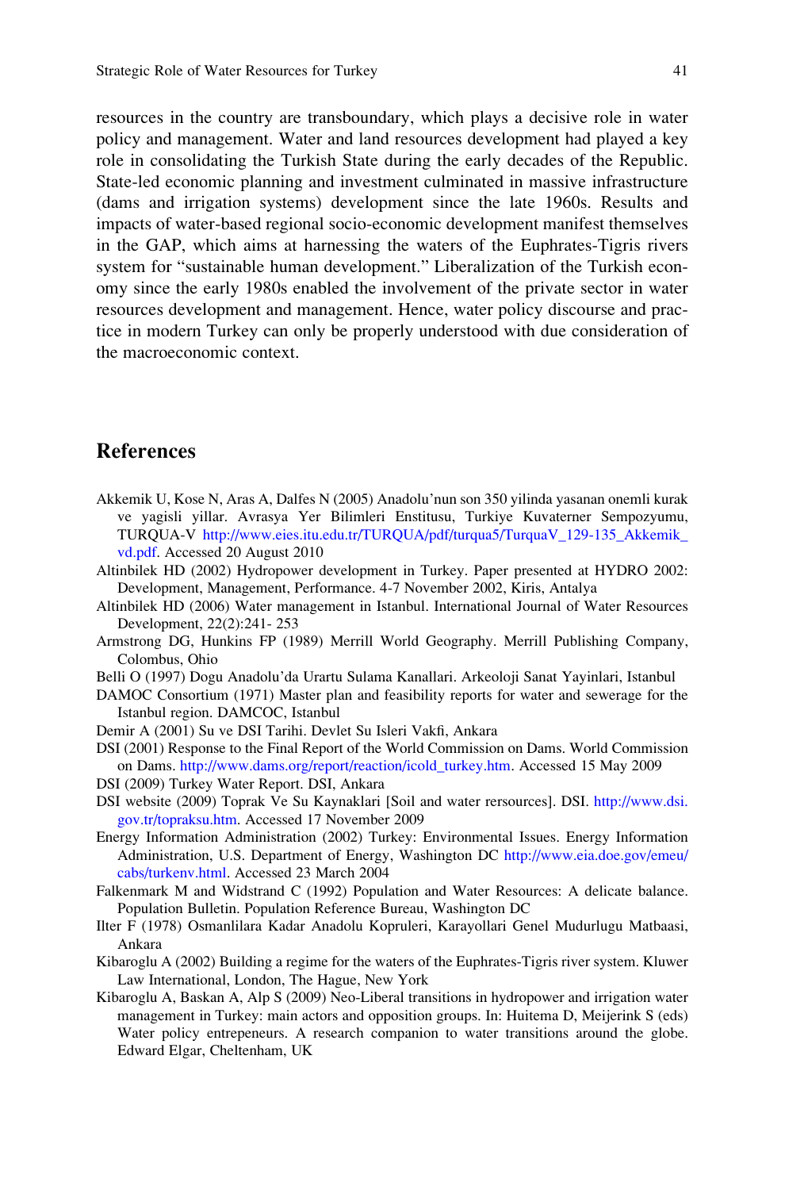resources in the country are transboundary, which plays a decisive role in water policy and management. Water and land resources development had played a key role in consolidating the Turkish State during the early decades of the Republic. State-led economic planning and investment culminated in massive infrastructure (dams and irrigation systems) development since the late 1960s. Results and impacts of water-based regional socio-economic development manifest themselves in the GAP, which aims at harnessing the waters of the Euphrates-Tigris rivers system for "sustainable human development." Liberalization of the Turkish economy since the early 1980s enabled the involvement of the private sector in water resources development and management. Hence, water policy discourse and practice in modern Turkey can only be properly understood with due consideration of the macroeconomic context.

## References

Akkemik U, Kose N, Aras A, Dalfes N (2005) Anadolu'nun son 350 yilinda yasanan onemli kurak ve yagisli yillar. Avrasya Yer Bilimleri Enstitusu, Turkiye Kuvaterner Sempozyumu, TURQUA-V http://www.eies.itu.edu.tr/TURQUA/pdf/turqua5/TurquaV_129-135_Akkemik_vd.pdf. Accessed 20 August 2010

Altinbilek HD (2002) Hydropower development in Turkey. Paper presented at HYDRO 2002: Development, Management, Performance. 4-7 November 2002, Kiris, Antalya

Altinbilek HD (2006) Water management in Istanbul. International Journal of Water Resources Development, 22(2):241- 253

Armstrong DG, Hunkins FP (1989) Merrill World Geography. Merrill Publishing Company, Colombus, Ohio

Belli O (1997) Dogu Anadolu'da Urartu Sulama Kanallari. Arkeoloji Sanat Yayinlari, Istanbul

DAMOC Consortium (1971) Master plan and feasibility reports for water and sewerage for the Istanbul region. DAMCOC, Istanbul

Demir A (2001) Su ve DSI Tarihi. Devlet Su Isleri Vakfi, Ankara

DSI (2001) Response to the Final Report of the World Commission on Dams. World Commission on Dams. http://www.dams.org/report/reaction/icold_turkey.htm. Accessed 15 May 2009

DSI (2009) Turkey Water Report. DSI, Ankara

DSI website (2009) Toprak Ve Su Kaynaklari [Soil and water rersources]. DSI. http://www.dsi.gov.tr/topraksu.htm. Accessed 17 November 2009

Energy Information Administration (2002) Turkey: Environmental Issues. Energy Information Administration, U.S. Department of Energy, Washington DC http://www.eia.doe.gov/emeu/cabs/turkenv.html. Accessed 23 March 2004

Falkenmark M and Widstrand C (1992) Population and Water Resources: A delicate balance. Population Bulletin. Population Reference Bureau, Washington DC

Ilter F (1978) Osmanlilara Kadar Anadolu Kopruleri, Karayollari Genel Mudurlugu Matbaasi, Ankara

Kibaroglu A (2002) Building a regime for the waters of the Euphrates-Tigris river system. Kluwer Law International, London, The Hague, New York

Kibaroglu A, Baskan A, Alp S (2009) Neo-Liberal transitions in hydropower and irrigation water management in Turkey: main actors and opposition groups. In: Huitema D, Meijerink S (eds) Water policy entrepeneurs. A research companion to water transitions around the globe. Edward Elgar, Cheltenham, UK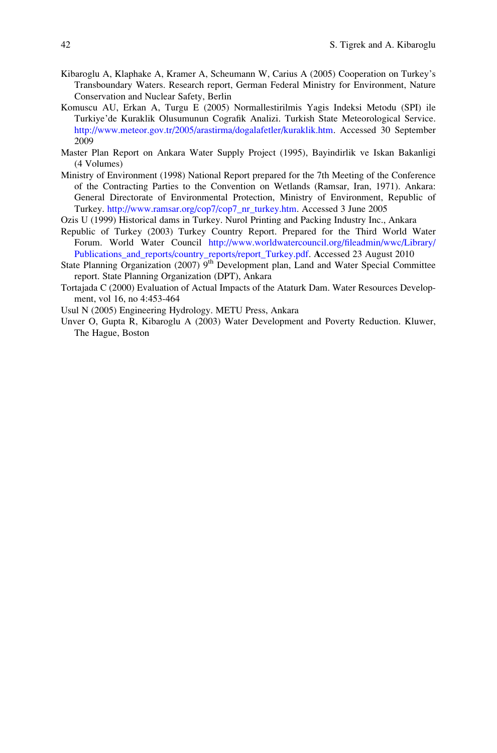Kibaroglu A, Klaphake A, Kramer A, Scheumann W, Carius A (2005) Cooperation on Turkey's Transboundary Waters. Research report, German Federal Ministry for Environment, Nature Conservation and Nuclear Safety, Berlin

Komuscu AU, Erkan A, Turgu E (2005) Normallestirilmis Yagis Indeksi Metodu (SPI) ile Turkiye'de Kuraklik Olusumunun Cografik Analizi. Turkish State Meteorological Service. http://www.meteor.gov.tr/2005/arastirma/dogalafetler/kuraklik.htm. Accessed 30 September 2009

Master Plan Report on Ankara Water Supply Project (1995), Bayindirlik ve Iskan Bakanligi (4 Volumes)

Ministry of Environment (1998) National Report prepared for the 7th Meeting of the Conference of the Contracting Parties to the Convention on Wetlands (Ramsar, Iran, 1971). Ankara: General Directorate of Environmental Protection, Ministry of Environment, Republic of Turkey. http://www.ramsar.org/cop7/cop7_nr_turkey.htm. Accessed 3 June 2005

Ozis U (1999) Historical dams in Turkey. Nurol Printing and Packing Industry Inc., Ankara

Republic of Turkey (2003) Turkey Country Report. Prepared for the Third World Water Forum. World Water Council http://www.worldwatercouncil.org/fileadmin/wwc/Library/Publications_and_reports/country_reports/report_Turkey.pdf. Accessed 23 August 2010

State Planning Organization (2007) 9th Development plan, Land and Water Special Committee report. State Planning Organization (DPT), Ankara

Tortajada C (2000) Evaluation of Actual Impacts of the Ataturk Dam. Water Resources Development, vol 16, no 4:453-464

Usul N (2005) Engineering Hydrology. METU Press, Ankara

Unver O, Gupta R, Kibaroglu A (2003) Water Development and Poverty Reduction. Kluwer, The Hague, Boston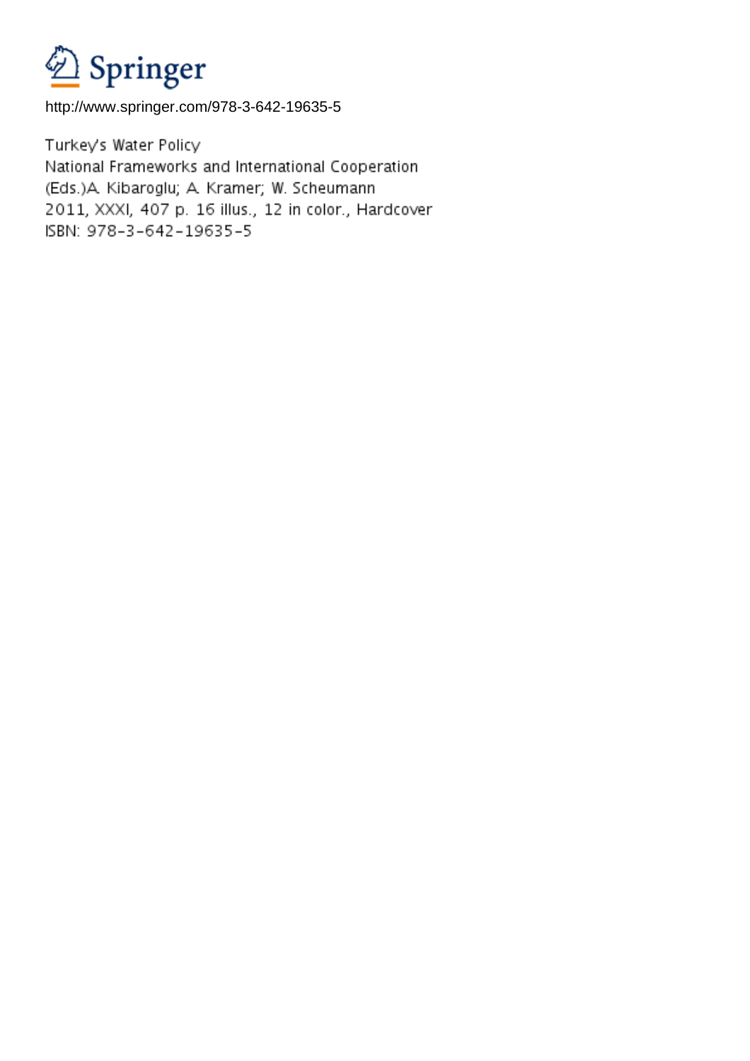Springer

http://www.springer.com/978-3-642-19635-5

Turkey's Water Policy
National Frameworks and International Cooperation
(Eds.)A. Kibaroglu; A. Kramer; W. Scheumann
2011, XXXI, 407 p. 16 illus., 12 in color., Hardcover
ISBN: 978-3-642-19635-5